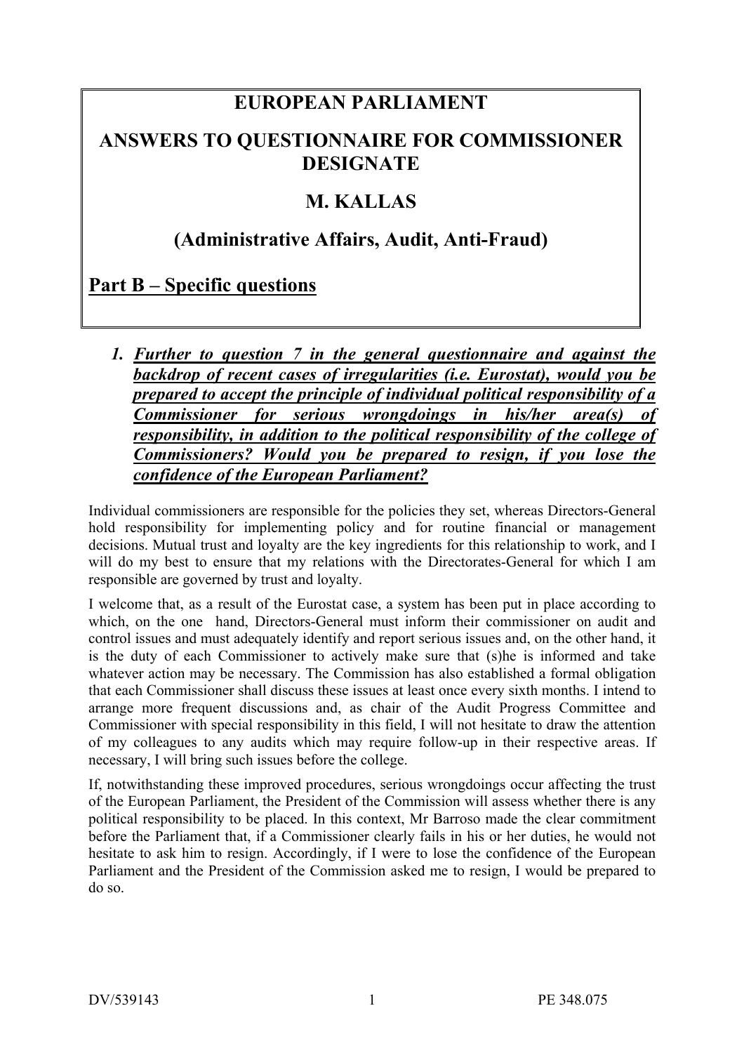# EUROPEAN PARLIAMENT

# ANSWERS TO QUESTIONNAIRE FOR COMMISSIONER DESIGNATE

# M. KALLAS

# (Administrative Affairs, Audit, Anti-Fraud)

## Part B – Specific questions

1. ***Further to question 7 in the general questionnaire and against the backdrop of recent cases of irregularities (i.e. Eurostat), would you be prepared to accept the principle of individual political responsibility of a Commissioner for serious wrongdoings in his/her area(s) of responsibility, in addition to the political responsibility of the college of Commissioners? Would you be prepared to resign, if you lose the confidence of the European Parliament?***

Individual commissioners are responsible for the policies they set, whereas Directors-General hold responsibility for implementing policy and for routine financial or management decisions. Mutual trust and loyalty are the key ingredients for this relationship to work, and I will do my best to ensure that my relations with the Directorates-General for which I am responsible are governed by trust and loyalty.

I welcome that, as a result of the Eurostat case, a system has been put in place according to which, on the one hand, Directors-General must inform their commissioner on audit and control issues and must adequately identify and report serious issues and, on the other hand, it is the duty of each Commissioner to actively make sure that (s)he is informed and take whatever action may be necessary. The Commission has also established a formal obligation that each Commissioner shall discuss these issues at least once every sixth months. I intend to arrange more frequent discussions and, as chair of the Audit Progress Committee and Commissioner with special responsibility in this field, I will not hesitate to draw the attention of my colleagues to any audits which may require follow-up in their respective areas. If necessary, I will bring such issues before the college.

If, notwithstanding these improved procedures, serious wrongdoings occur affecting the trust of the European Parliament, the President of the Commission will assess whether there is any political responsibility to be placed. In this context, Mr Barroso made the clear commitment before the Parliament that, if a Commissioner clearly fails in his or her duties, he would not hesitate to ask him to resign. Accordingly, if I were to lose the confidence of the European Parliament and the President of the Commission asked me to resign, I would be prepared to do so.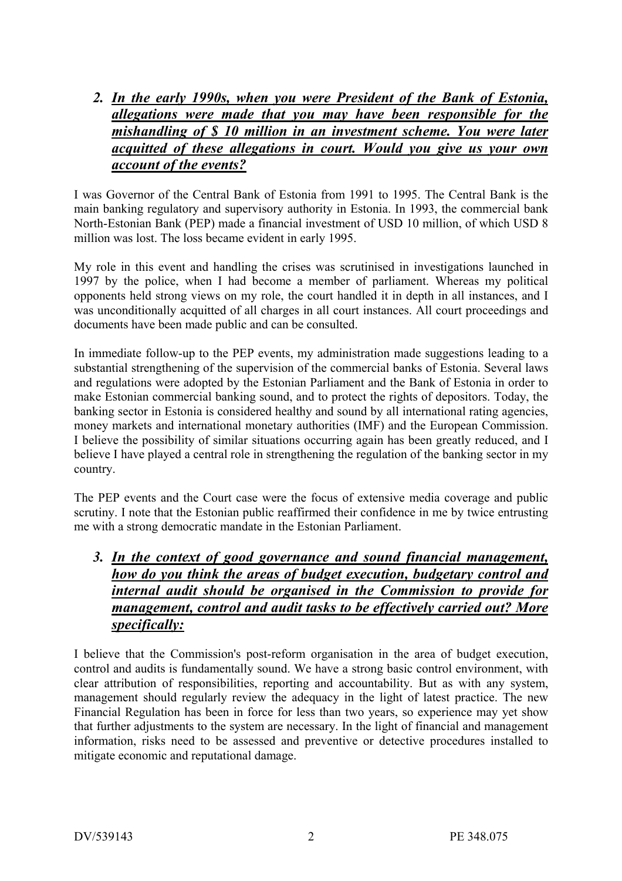### 2. ***In the early 1990s, when you were President of the Bank of Estonia, allegations were made that you may have been responsible for the mishandling of $ 10 million in an investment scheme. You were later acquitted of these allegations in court. Would you give us your own account of the events?***

I was Governor of the Central Bank of Estonia from 1991 to 1995. The Central Bank is the main banking regulatory and supervisory authority in Estonia. In 1993, the commercial bank North-Estonian Bank (PEP) made a financial investment of USD 10 million, of which USD 8 million was lost. The loss became evident in early 1995.

My role in this event and handling the crises was scrutinised in investigations launched in 1997 by the police, when I had become a member of parliament. Whereas my political opponents held strong views on my role, the court handled it in depth in all instances, and I was unconditionally acquitted of all charges in all court instances. All court proceedings and documents have been made public and can be consulted.

In immediate follow-up to the PEP events, my administration made suggestions leading to a substantial strengthening of the supervision of the commercial banks of Estonia. Several laws and regulations were adopted by the Estonian Parliament and the Bank of Estonia in order to make Estonian commercial banking sound, and to protect the rights of depositors. Today, the banking sector in Estonia is considered healthy and sound by all international rating agencies, money markets and international monetary authorities (IMF) and the European Commission. I believe the possibility of similar situations occurring again has been greatly reduced, and I believe I have played a central role in strengthening the regulation of the banking sector in my country.

The PEP events and the Court case were the focus of extensive media coverage and public scrutiny. I note that the Estonian public reaffirmed their confidence in me by twice entrusting me with a strong democratic mandate in the Estonian Parliament.

### 3. ***In the context of good governance and sound financial management, how do you think the areas of budget execution, budgetary control and internal audit should be organised in the Commission to provide for management, control and audit tasks to be effectively carried out? More specifically:***

I believe that the Commission's post-reform organisation in the area of budget execution, control and audits is fundamentally sound. We have a strong basic control environment, with clear attribution of responsibilities, reporting and accountability. But as with any system, management should regularly review the adequacy in the light of latest practice. The new Financial Regulation has been in force for less than two years, so experience may yet show that further adjustments to the system are necessary. In the light of financial and management information, risks need to be assessed and preventive or detective procedures installed to mitigate economic and reputational damage.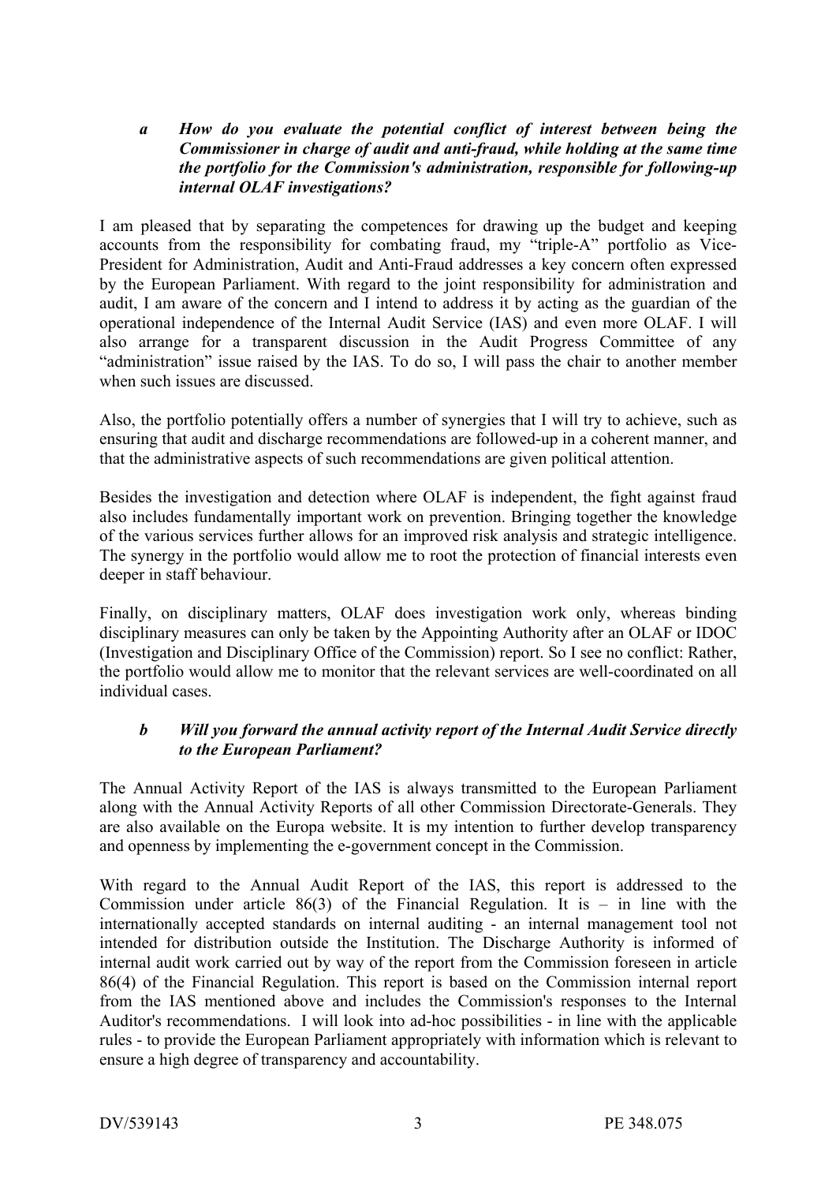***a How do you evaluate the potential conflict of interest between being the Commissioner in charge of audit and anti-fraud, while holding at the same time the portfolio for the Commission's administration, responsible for following-up internal OLAF investigations?***

I am pleased that by separating the competences for drawing up the budget and keeping accounts from the responsibility for combating fraud, my "triple-A" portfolio as Vice-President for Administration, Audit and Anti-Fraud addresses a key concern often expressed by the European Parliament. With regard to the joint responsibility for administration and audit, I am aware of the concern and I intend to address it by acting as the guardian of the operational independence of the Internal Audit Service (IAS) and even more OLAF. I will also arrange for a transparent discussion in the Audit Progress Committee of any "administration" issue raised by the IAS. To do so, I will pass the chair to another member when such issues are discussed.

Also, the portfolio potentially offers a number of synergies that I will try to achieve, such as ensuring that audit and discharge recommendations are followed-up in a coherent manner, and that the administrative aspects of such recommendations are given political attention.

Besides the investigation and detection where OLAF is independent, the fight against fraud also includes fundamentally important work on prevention. Bringing together the knowledge of the various services further allows for an improved risk analysis and strategic intelligence. The synergy in the portfolio would allow me to root the protection of financial interests even deeper in staff behaviour.

Finally, on disciplinary matters, OLAF does investigation work only, whereas binding disciplinary measures can only be taken by the Appointing Authority after an OLAF or IDOC (Investigation and Disciplinary Office of the Commission) report. So I see no conflict: Rather, the portfolio would allow me to monitor that the relevant services are well-coordinated on all individual cases.

***b Will you forward the annual activity report of the Internal Audit Service directly to the European Parliament?***

The Annual Activity Report of the IAS is always transmitted to the European Parliament along with the Annual Activity Reports of all other Commission Directorate-Generals. They are also available on the Europa website. It is my intention to further develop transparency and openness by implementing the e-government concept in the Commission.

With regard to the Annual Audit Report of the IAS, this report is addressed to the Commission under article 86(3) of the Financial Regulation. It is – in line with the internationally accepted standards on internal auditing - an internal management tool not intended for distribution outside the Institution. The Discharge Authority is informed of internal audit work carried out by way of the report from the Commission foreseen in article 86(4) of the Financial Regulation. This report is based on the Commission internal report from the IAS mentioned above and includes the Commission's responses to the Internal Auditor's recommendations. I will look into ad-hoc possibilities - in line with the applicable rules - to provide the European Parliament appropriately with information which is relevant to ensure a high degree of transparency and accountability.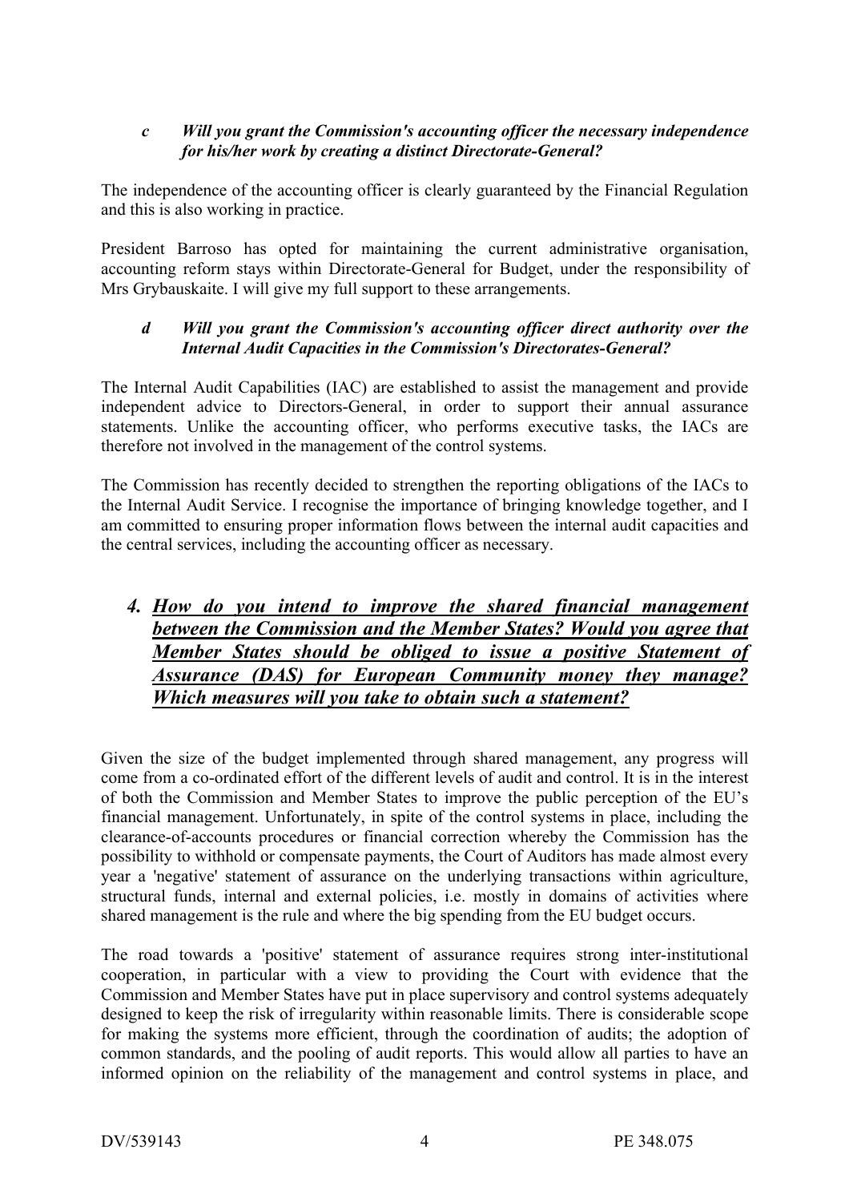***c Will you grant the Commission's accounting officer the necessary independence for his/her work by creating a distinct Directorate-General?***

The independence of the accounting officer is clearly guaranteed by the Financial Regulation and this is also working in practice.

President Barroso has opted for maintaining the current administrative organisation, accounting reform stays within Directorate-General for Budget, under the responsibility of Mrs Grybauskaite. I will give my full support to these arrangements.

***d Will you grant the Commission's accounting officer direct authority over the Internal Audit Capacities in the Commission's Directorates-General?***

The Internal Audit Capabilities (IAC) are established to assist the management and provide independent advice to Directors-General, in order to support their annual assurance statements. Unlike the accounting officer, who performs executive tasks, the IACs are therefore not involved in the management of the control systems.

The Commission has recently decided to strengthen the reporting obligations of the IACs to the Internal Audit Service. I recognise the importance of bringing knowledge together, and I am committed to ensuring proper information flows between the internal audit capacities and the central services, including the accounting officer as necessary.

## *4. How do you intend to improve the shared financial management between the Commission and the Member States? Would you agree that Member States should be obliged to issue a positive Statement of Assurance (DAS) for European Community money they manage? Which measures will you take to obtain such a statement?*

Given the size of the budget implemented through shared management, any progress will come from a co-ordinated effort of the different levels of audit and control. It is in the interest of both the Commission and Member States to improve the public perception of the EU's financial management. Unfortunately, in spite of the control systems in place, including the clearance-of-accounts procedures or financial correction whereby the Commission has the possibility to withhold or compensate payments, the Court of Auditors has made almost every year a 'negative' statement of assurance on the underlying transactions within agriculture, structural funds, internal and external policies, i.e. mostly in domains of activities where shared management is the rule and where the big spending from the EU budget occurs.

The road towards a 'positive' statement of assurance requires strong inter-institutional cooperation, in particular with a view to providing the Court with evidence that the Commission and Member States have put in place supervisory and control systems adequately designed to keep the risk of irregularity within reasonable limits. There is considerable scope for making the systems more efficient, through the coordination of audits; the adoption of common standards, and the pooling of audit reports. This would allow all parties to have an informed opinion on the reliability of the management and control systems in place, and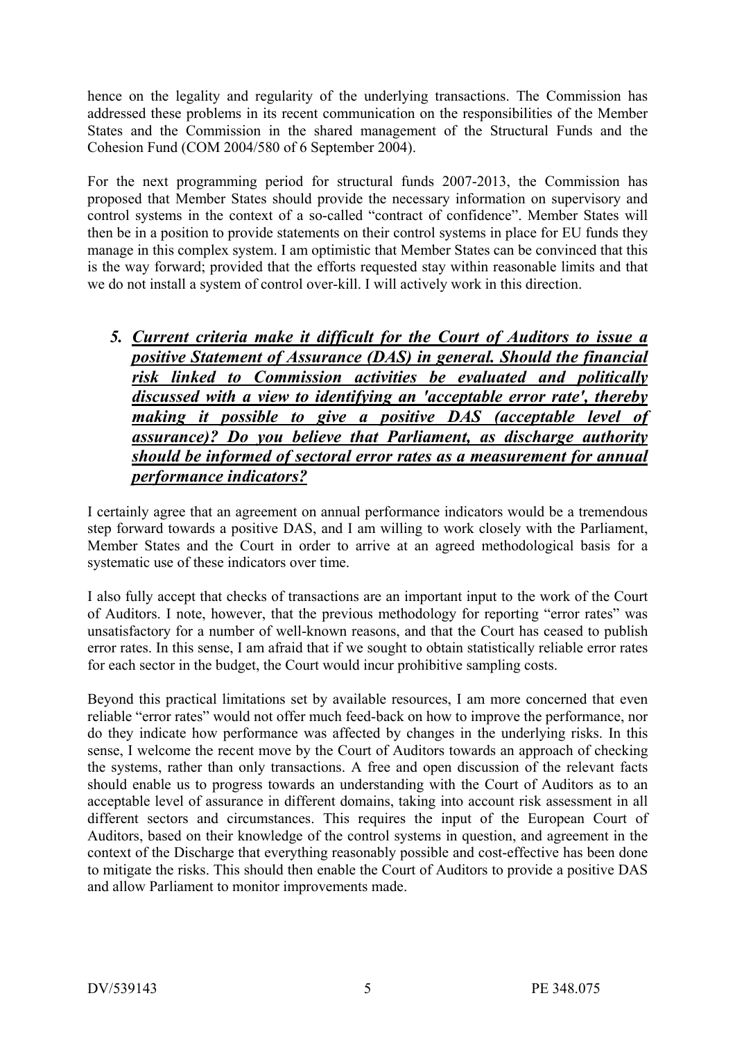hence on the legality and regularity of the underlying transactions. The Commission has addressed these problems in its recent communication on the responsibilities of the Member States and the Commission in the shared management of the Structural Funds and the Cohesion Fund (COM 2004/580 of 6 September 2004).

For the next programming period for structural funds 2007-2013, the Commission has proposed that Member States should provide the necessary information on supervisory and control systems in the context of a so-called "contract of confidence". Member States will then be in a position to provide statements on their control systems in place for EU funds they manage in this complex system. I am optimistic that Member States can be convinced that this is the way forward; provided that the efforts requested stay within reasonable limits and that we do not install a system of control over-kill. I will actively work in this direction.

### *5. Current criteria make it difficult for the Court of Auditors to issue a positive Statement of Assurance (DAS) in general. Should the financial risk linked to Commission activities be evaluated and politically discussed with a view to identifying an 'acceptable error rate', thereby making it possible to give a positive DAS (acceptable level of assurance)? Do you believe that Parliament, as discharge authority should be informed of sectoral error rates as a measurement for annual performance indicators?*

I certainly agree that an agreement on annual performance indicators would be a tremendous step forward towards a positive DAS, and I am willing to work closely with the Parliament, Member States and the Court in order to arrive at an agreed methodological basis for a systematic use of these indicators over time.

I also fully accept that checks of transactions are an important input to the work of the Court of Auditors. I note, however, that the previous methodology for reporting "error rates" was unsatisfactory for a number of well-known reasons, and that the Court has ceased to publish error rates. In this sense, I am afraid that if we sought to obtain statistically reliable error rates for each sector in the budget, the Court would incur prohibitive sampling costs.

Beyond this practical limitations set by available resources, I am more concerned that even reliable "error rates" would not offer much feed-back on how to improve the performance, nor do they indicate how performance was affected by changes in the underlying risks. In this sense, I welcome the recent move by the Court of Auditors towards an approach of checking the systems, rather than only transactions. A free and open discussion of the relevant facts should enable us to progress towards an understanding with the Court of Auditors as to an acceptable level of assurance in different domains, taking into account risk assessment in all different sectors and circumstances. This requires the input of the European Court of Auditors, based on their knowledge of the control systems in question, and agreement in the context of the Discharge that everything reasonably possible and cost-effective has been done to mitigate the risks. This should then enable the Court of Auditors to provide a positive DAS and allow Parliament to monitor improvements made.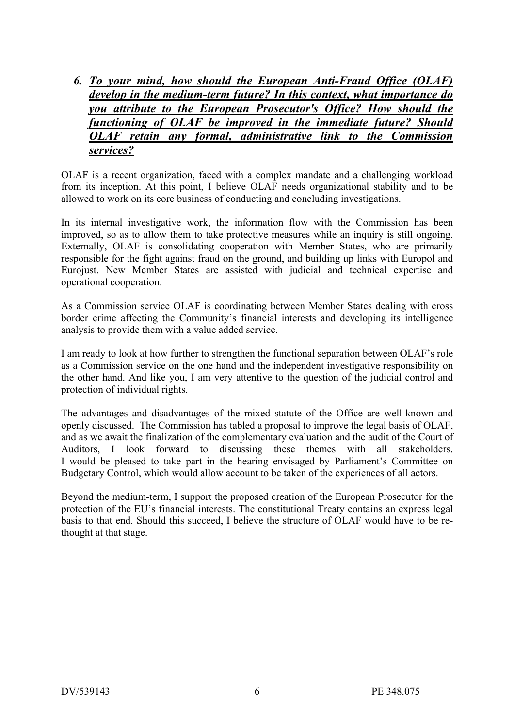### 6. ***To your mind, how should the European Anti-Fraud Office (OLAF) develop in the medium-term future? In this context, what importance do you attribute to the European Prosecutor's Office? How should the functioning of OLAF be improved in the immediate future? Should OLAF retain any formal, administrative link to the Commission services?***

OLAF is a recent organization, faced with a complex mandate and a challenging workload from its inception. At this point, I believe OLAF needs organizational stability and to be allowed to work on its core business of conducting and concluding investigations.

In its internal investigative work, the information flow with the Commission has been improved, so as to allow them to take protective measures while an inquiry is still ongoing. Externally, OLAF is consolidating cooperation with Member States, who are primarily responsible for the fight against fraud on the ground, and building up links with Europol and Eurojust. New Member States are assisted with judicial and technical expertise and operational cooperation.

As a Commission service OLAF is coordinating between Member States dealing with cross border crime affecting the Community's financial interests and developing its intelligence analysis to provide them with a value added service.

I am ready to look at how further to strengthen the functional separation between OLAF's role as a Commission service on the one hand and the independent investigative responsibility on the other hand. And like you, I am very attentive to the question of the judicial control and protection of individual rights.

The advantages and disadvantages of the mixed statute of the Office are well-known and openly discussed. The Commission has tabled a proposal to improve the legal basis of OLAF, and as we await the finalization of the complementary evaluation and the audit of the Court of Auditors, I look forward to discussing these themes with all stakeholders. I would be pleased to take part in the hearing envisaged by Parliament's Committee on Budgetary Control, which would allow account to be taken of the experiences of all actors.

Beyond the medium-term, I support the proposed creation of the European Prosecutor for the protection of the EU's financial interests. The constitutional Treaty contains an express legal basis to that end. Should this succeed, I believe the structure of OLAF would have to be re-thought at that stage.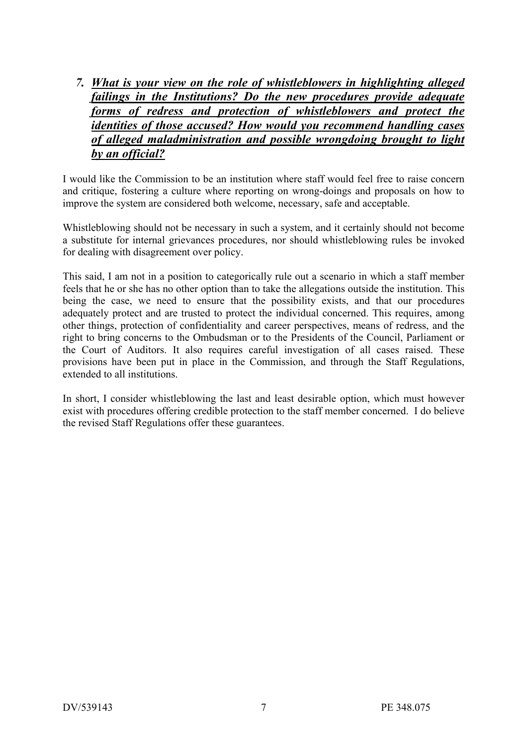***7. What is your view on the role of whistleblowers in highlighting alleged failings in the Institutions? Do the new procedures provide adequate forms of redress and protection of whistleblowers and protect the identities of those accused? How would you recommend handling cases of alleged maladministration and possible wrongdoing brought to light by an official?***

I would like the Commission to be an institution where staff would feel free to raise concern and critique, fostering a culture where reporting on wrong-doings and proposals on how to improve the system are considered both welcome, necessary, safe and acceptable.

Whistleblowing should not be necessary in such a system, and it certainly should not become a substitute for internal grievances procedures, nor should whistleblowing rules be invoked for dealing with disagreement over policy.

This said, I am not in a position to categorically rule out a scenario in which a staff member feels that he or she has no other option than to take the allegations outside the institution. This being the case, we need to ensure that the possibility exists, and that our procedures adequately protect and are trusted to protect the individual concerned. This requires, among other things, protection of confidentiality and career perspectives, means of redress, and the right to bring concerns to the Ombudsman or to the Presidents of the Council, Parliament or the Court of Auditors. It also requires careful investigation of all cases raised. These provisions have been put in place in the Commission, and through the Staff Regulations, extended to all institutions.

In short, I consider whistleblowing the last and least desirable option, which must however exist with procedures offering credible protection to the staff member concerned. I do believe the revised Staff Regulations offer these guarantees.